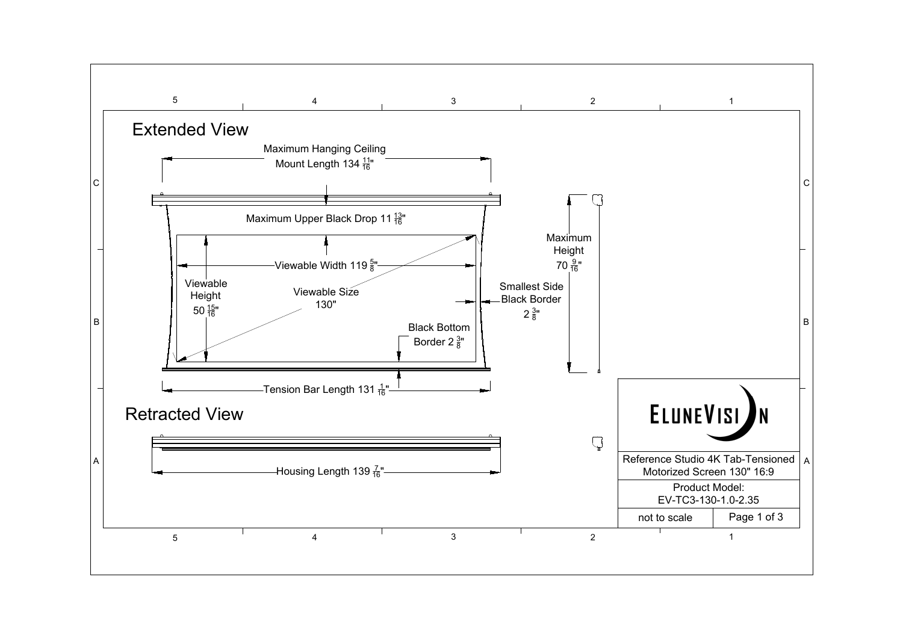## Extended View

Maximum Hanging Ceiling Mount Length 134 $\frac{11}{16}$"

Maximum Upper Black Drop 11 $\frac{13}{16}$"

Viewable Width 119 $\frac{5}{8}$"

Viewable Height 50 $\frac{15}{16}$"

Viewable Size 130"

Smallest Side Black Border 2 $\frac{3}{8}$"

Maximum Height 70 $\frac{9}{16}$"

Black Bottom Border 2 $\frac{3}{8}$"

Tension Bar Length 131 $\frac{1}{16}$"

## Retracted View

Housing Length 139 $\frac{7}{16}$"

ELUNEVISION

| Reference Studio 4K Tab-Tensioned Motorized Screen 130" 16:9 | |
|---|---|
| Product Model: EV-TC3-130-1.0-2.35 | |
| not to scale | Page 1 of 3 |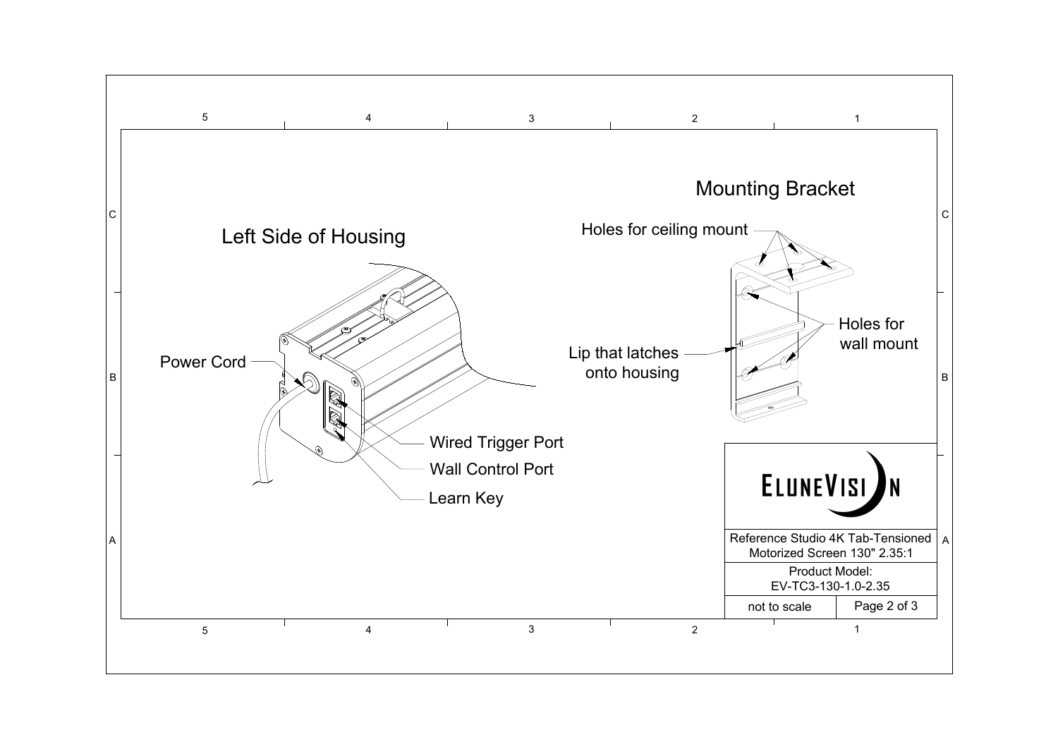## Left Side of Housing

- Power Cord
- Wired Trigger Port
- Wall Control Port
- Learn Key

## Mounting Bracket

- Holes for ceiling mount
- Holes for wall mount
- Lip that latches onto housing

ELUNEVISION

| Reference Studio 4K Tab-Tensioned Motorized Screen 130" 2.35:1 | |
|---|---|
| Product Model: EV-TC3-130-1.0-2.35 | |
| not to scale | Page 2 of 3 |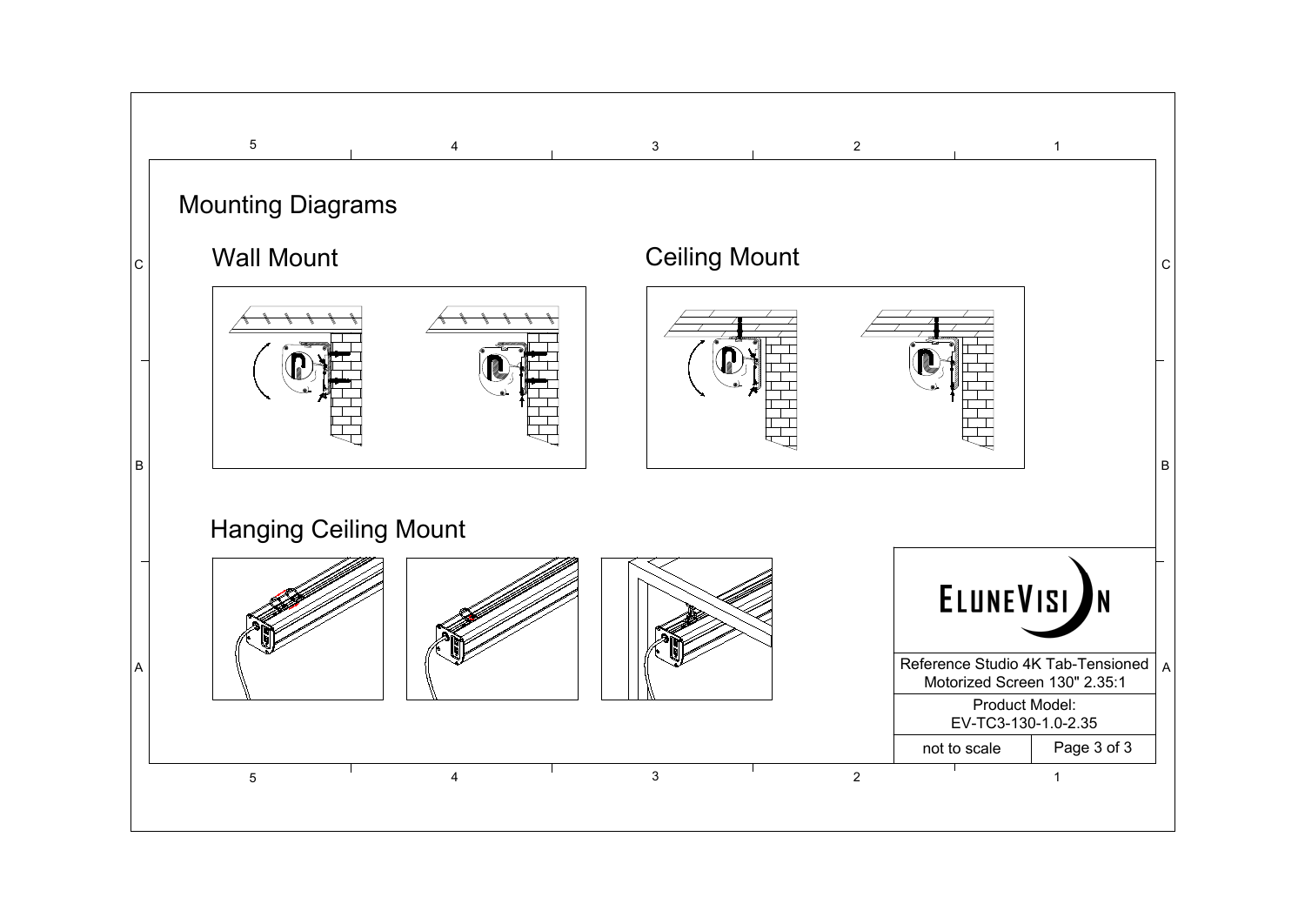# Mounting Diagrams

## Wall Mount

## Ceiling Mount

## Hanging Ceiling Mount

ELUNEVISION

| | |
|---|---|
| Reference Studio 4K Tab-Tensioned Motorized Screen 130" 2.35:1 | |
| Product Model: EV-TC3-130-1.0-2.35 | |
| not to scale | Page 3 of 3 |